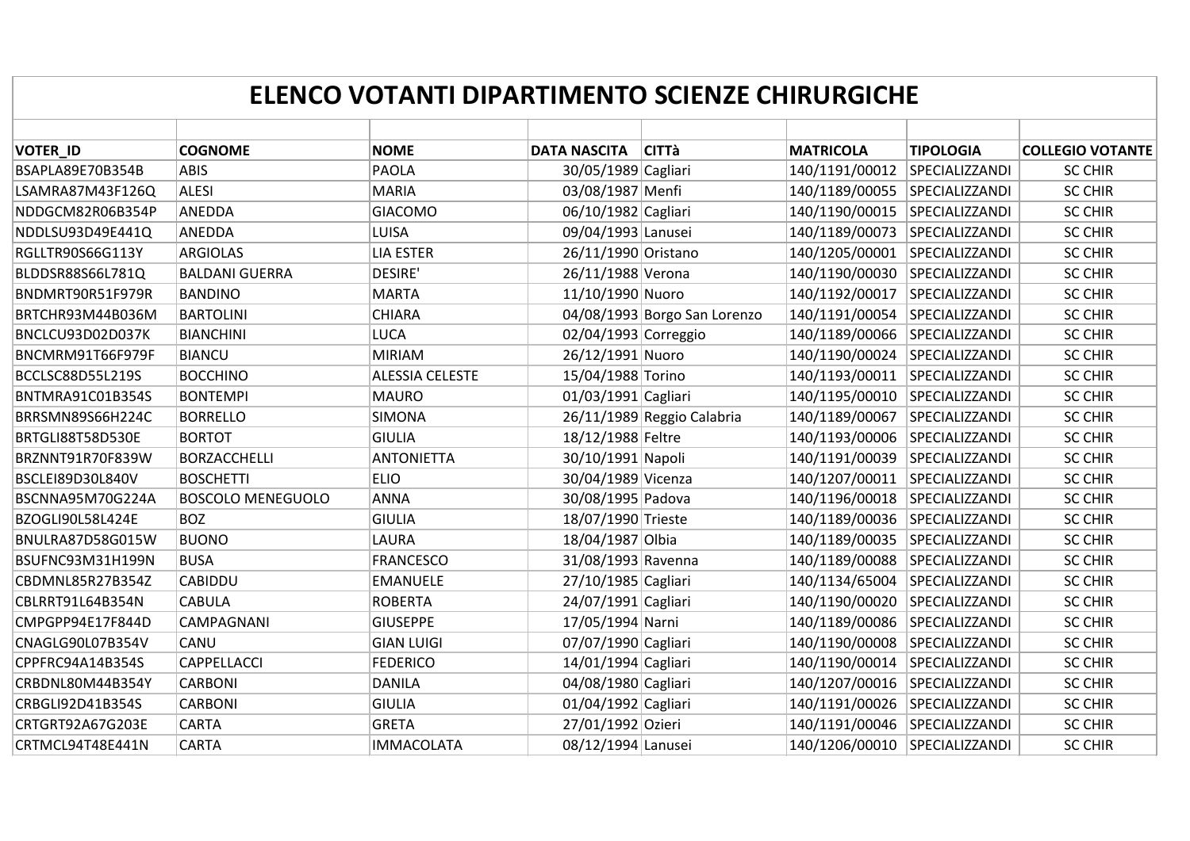# ELENCO VOTANTI DIPARTIMENTO SCIENZE CHIRURGICHE

| VOTER_ID | COGNOME | NOME | DATA NASCITA | CITTà | MATRICOLA | TIPOLOGIA | COLLEGIO VOTANTE |
|---|---|---|---|---|---|---|---|
| BSAPLA89E70B354B | ABIS | PAOLA | 30/05/1989 | Cagliari | 140/1191/00012 | SPECIALIZZANDI | SC CHIR |
| LSAMRA87M43F126Q | ALESI | MARIA | 03/08/1987 | Menfi | 140/1189/00055 | SPECIALIZZANDI | SC CHIR |
| NDDGCM82R06B354P | ANEDDA | GIACOMO | 06/10/1982 | Cagliari | 140/1190/00015 | SPECIALIZZANDI | SC CHIR |
| NDDLSU93D49E441Q | ANEDDA | LUISA | 09/04/1993 | Lanusei | 140/1189/00073 | SPECIALIZZANDI | SC CHIR |
| RGLLTR90S66G113Y | ARGIOLAS | LIA ESTER | 26/11/1990 | Oristano | 140/1205/00001 | SPECIALIZZANDI | SC CHIR |
| BLDDSR88S66L781Q | BALDANI GUERRA | DESIRE' | 26/11/1988 | Verona | 140/1190/00030 | SPECIALIZZANDI | SC CHIR |
| BNDMRT90R51F979R | BANDINO | MARTA | 11/10/1990 | Nuoro | 140/1192/00017 | SPECIALIZZANDI | SC CHIR |
| BRTCHR93M44B036M | BARTOLINI | CHIARA | 04/08/1993 | Borgo San Lorenzo | 140/1191/00054 | SPECIALIZZANDI | SC CHIR |
| BNCLCU93D02D037K | BIANCHINI | LUCA | 02/04/1993 | Correggio | 140/1189/00066 | SPECIALIZZANDI | SC CHIR |
| BNCMRM91T66F979F | BIANCU | MIRIAM | 26/12/1991 | Nuoro | 140/1190/00024 | SPECIALIZZANDI | SC CHIR |
| BCCLSC88D55L219S | BOCCHINO | ALESSIA CELESTE | 15/04/1988 | Torino | 140/1193/00011 | SPECIALIZZANDI | SC CHIR |
| BNTMRA91C01B354S | BONTEMPI | MAURO | 01/03/1991 | Cagliari | 140/1195/00010 | SPECIALIZZANDI | SC CHIR |
| BRRSMN89S66H224C | BORRELLO | SIMONA | 26/11/1989 | Reggio Calabria | 140/1189/00067 | SPECIALIZZANDI | SC CHIR |
| BRTGLI88T58D530E | BORTOT | GIULIA | 18/12/1988 | Feltre | 140/1193/00006 | SPECIALIZZANDI | SC CHIR |
| BRZNNT91R70F839W | BORZACCHELLI | ANTONIETTA | 30/10/1991 | Napoli | 140/1191/00039 | SPECIALIZZANDI | SC CHIR |
| BSCLEI89D30L840V | BOSCHETTI | ELIO | 30/04/1989 | Vicenza | 140/1207/00011 | SPECIALIZZANDI | SC CHIR |
| BSCNNA95M70G224A | BOSCOLO MENEGUOLO | ANNA | 30/08/1995 | Padova | 140/1196/00018 | SPECIALIZZANDI | SC CHIR |
| BZOGLI90L58L424E | BOZ | GIULIA | 18/07/1990 | Trieste | 140/1189/00036 | SPECIALIZZANDI | SC CHIR |
| BNULRA87D58G015W | BUONO | LAURA | 18/04/1987 | Olbia | 140/1189/00035 | SPECIALIZZANDI | SC CHIR |
| BSUFNC93M31H199N | BUSA | FRANCESCO | 31/08/1993 | Ravenna | 140/1189/00088 | SPECIALIZZANDI | SC CHIR |
| CBDMNL85R27B354Z | CABIDDU | EMANUELE | 27/10/1985 | Cagliari | 140/1134/65004 | SPECIALIZZANDI | SC CHIR |
| CBLRRT91L64B354N | CABULA | ROBERTA | 24/07/1991 | Cagliari | 140/1190/00020 | SPECIALIZZANDI | SC CHIR |
| CMPGPP94E17F844D | CAMPAGNANI | GIUSEPPE | 17/05/1994 | Narni | 140/1189/00086 | SPECIALIZZANDI | SC CHIR |
| CNAGLG90L07B354V | CANU | GIAN LUIGI | 07/07/1990 | Cagliari | 140/1190/00008 | SPECIALIZZANDI | SC CHIR |
| CPPFRC94A14B354S | CAPPELLACCI | FEDERICO | 14/01/1994 | Cagliari | 140/1190/00014 | SPECIALIZZANDI | SC CHIR |
| CRBDNL80M44B354Y | CARBONI | DANILA | 04/08/1980 | Cagliari | 140/1207/00016 | SPECIALIZZANDI | SC CHIR |
| CRBGLI92D41B354S | CARBONI | GIULIA | 01/04/1992 | Cagliari | 140/1191/00026 | SPECIALIZZANDI | SC CHIR |
| CRTGRT92A67G203E | CARTA | GRETA | 27/01/1992 | Ozieri | 140/1191/00046 | SPECIALIZZANDI | SC CHIR |
| CRTMCL94T48E441N | CARTA | IMMACOLATA | 08/12/1994 | Lanusei | 140/1206/00010 | SPECIALIZZANDI | SC CHIR |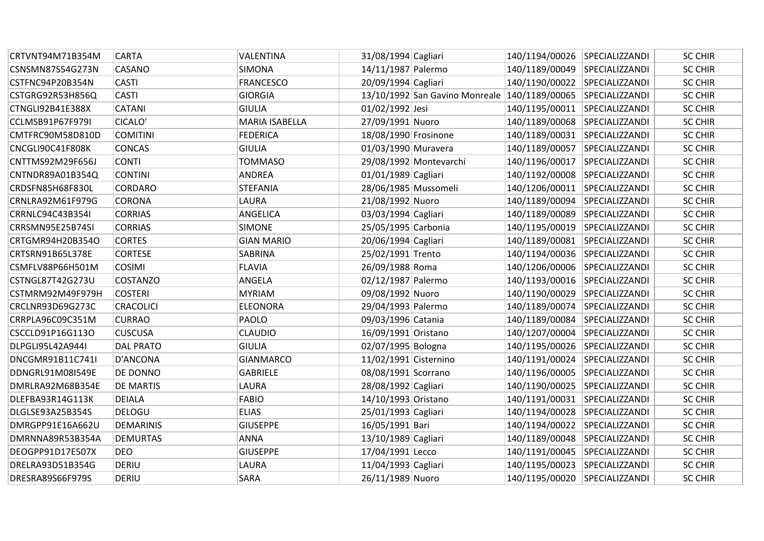| | | | | | | | |
|---|---|---|---|---|---|---|---|
| CRTVNT94M71B354M | CARTA | VALENTINA | 31/08/1994 | Cagliari | 140/1194/00026 | SPECIALIZZANDI | SC CHIR |
| CSNSMN87S54G273N | CASANO | SIMONA | 14/11/1987 | Palermo | 140/1189/00049 | SPECIALIZZANDI | SC CHIR |
| CSTFNC94P20B354N | CASTI | FRANCESCO | 20/09/1994 | Cagliari | 140/1190/00022 | SPECIALIZZANDI | SC CHIR |
| CSTGRG92R53H856Q | CASTI | GIORGIA | 13/10/1992 | San Gavino Monreale | 140/1189/00065 | SPECIALIZZANDI | SC CHIR |
| CTNGLI92B41E388X | CATANI | GIULIA | 01/02/1992 | Jesi | 140/1195/00011 | SPECIALIZZANDI | SC CHIR |
| CCLMSB91P67F979I | CICALO' | MARIA ISABELLA | 27/09/1991 | Nuoro | 140/1189/00068 | SPECIALIZZANDI | SC CHIR |
| CMTFRC90M58D810D | COMITINI | FEDERICA | 18/08/1990 | Frosinone | 140/1189/00031 | SPECIALIZZANDI | SC CHIR |
| CNCGLI90C41F808K | CONCAS | GIULIA | 01/03/1990 | Muravera | 140/1189/00057 | SPECIALIZZANDI | SC CHIR |
| CNTTMS92M29F656J | CONTI | TOMMASO | 29/08/1992 | Montevarchi | 140/1196/00017 | SPECIALIZZANDI | SC CHIR |
| CNTNDR89A01B354Q | CONTINI | ANDREA | 01/01/1989 | Cagliari | 140/1192/00008 | SPECIALIZZANDI | SC CHIR |
| CRDSFN85H68F830L | CORDARO | STEFANIA | 28/06/1985 | Mussomeli | 140/1206/00011 | SPECIALIZZANDI | SC CHIR |
| CRNLRA92M61F979G | CORONA | LAURA | 21/08/1992 | Nuoro | 140/1189/00094 | SPECIALIZZANDI | SC CHIR |
| CRRNLC94C43B354I | CORRIAS | ANGELICA | 03/03/1994 | Cagliari | 140/1189/00089 | SPECIALIZZANDI | SC CHIR |
| CRRSMN95E25B745I | CORRIAS | SIMONE | 25/05/1995 | Carbonia | 140/1195/00019 | SPECIALIZZANDI | SC CHIR |
| CRTGMR94H20B354O | CORTES | GIAN MARIO | 20/06/1994 | Cagliari | 140/1189/00081 | SPECIALIZZANDI | SC CHIR |
| CRTSRN91B65L378E | CORTESE | SABRINA | 25/02/1991 | Trento | 140/1194/00036 | SPECIALIZZANDI | SC CHIR |
| CSMFLV88P66H501M | COSIMI | FLAVIA | 26/09/1988 | Roma | 140/1206/00006 | SPECIALIZZANDI | SC CHIR |
| CSTNGL87T42G273U | COSTANZO | ANGELA | 02/12/1987 | Palermo | 140/1193/00016 | SPECIALIZZANDI | SC CHIR |
| CSTMRM92M49F979H | COSTERI | MYRIAM | 09/08/1992 | Nuoro | 140/1190/00029 | SPECIALIZZANDI | SC CHIR |
| CRCLNR93D69G273C | CRACOLICI | ELEONORA | 29/04/1993 | Palermo | 140/1189/00074 | SPECIALIZZANDI | SC CHIR |
| CRRPLA96C09C351M | CURRAO | PAOLO | 09/03/1996 | Catania | 140/1189/00084 | SPECIALIZZANDI | SC CHIR |
| CSCCLD91P16G113O | CUSCUSA | CLAUDIO | 16/09/1991 | Oristano | 140/1207/00004 | SPECIALIZZANDI | SC CHIR |
| DLPGLI95L42A944I | DAL PRATO | GIULIA | 02/07/1995 | Bologna | 140/1195/00026 | SPECIALIZZANDI | SC CHIR |
| DNCGMR91B11C741I | D'ANCONA | GIANMARCO | 11/02/1991 | Cisternino | 140/1191/00024 | SPECIALIZZANDI | SC CHIR |
| DDNGRL91M08I549E | DE DONNO | GABRIELE | 08/08/1991 | Scorrano | 140/1196/00005 | SPECIALIZZANDI | SC CHIR |
| DMRLRA92M68B354E | DE MARTIS | LAURA | 28/08/1992 | Cagliari | 140/1190/00025 | SPECIALIZZANDI | SC CHIR |
| DLEFBA93R14G113K | DEIALA | FABIO | 14/10/1993 | Oristano | 140/1191/00031 | SPECIALIZZANDI | SC CHIR |
| DLGLSE93A25B354S | DELOGU | ELIAS | 25/01/1993 | Cagliari | 140/1194/00028 | SPECIALIZZANDI | SC CHIR |
| DMRGPP91E16A662U | DEMARINIS | GIUSEPPE | 16/05/1991 | Bari | 140/1194/00022 | SPECIALIZZANDI | SC CHIR |
| DMRNNA89R53B354A | DEMURTAS | ANNA | 13/10/1989 | Cagliari | 140/1189/00048 | SPECIALIZZANDI | SC CHIR |
| DEOGPP91D17E507X | DEO | GIUSEPPE | 17/04/1991 | Lecco | 140/1191/00045 | SPECIALIZZANDI | SC CHIR |
| DRELRA93D51B354G | DERIU | LAURA | 11/04/1993 | Cagliari | 140/1195/00023 | SPECIALIZZANDI | SC CHIR |
| DRESRA89S66F979S | DERIU | SARA | 26/11/1989 | Nuoro | 140/1195/00020 | SPECIALIZZANDI | SC CHIR |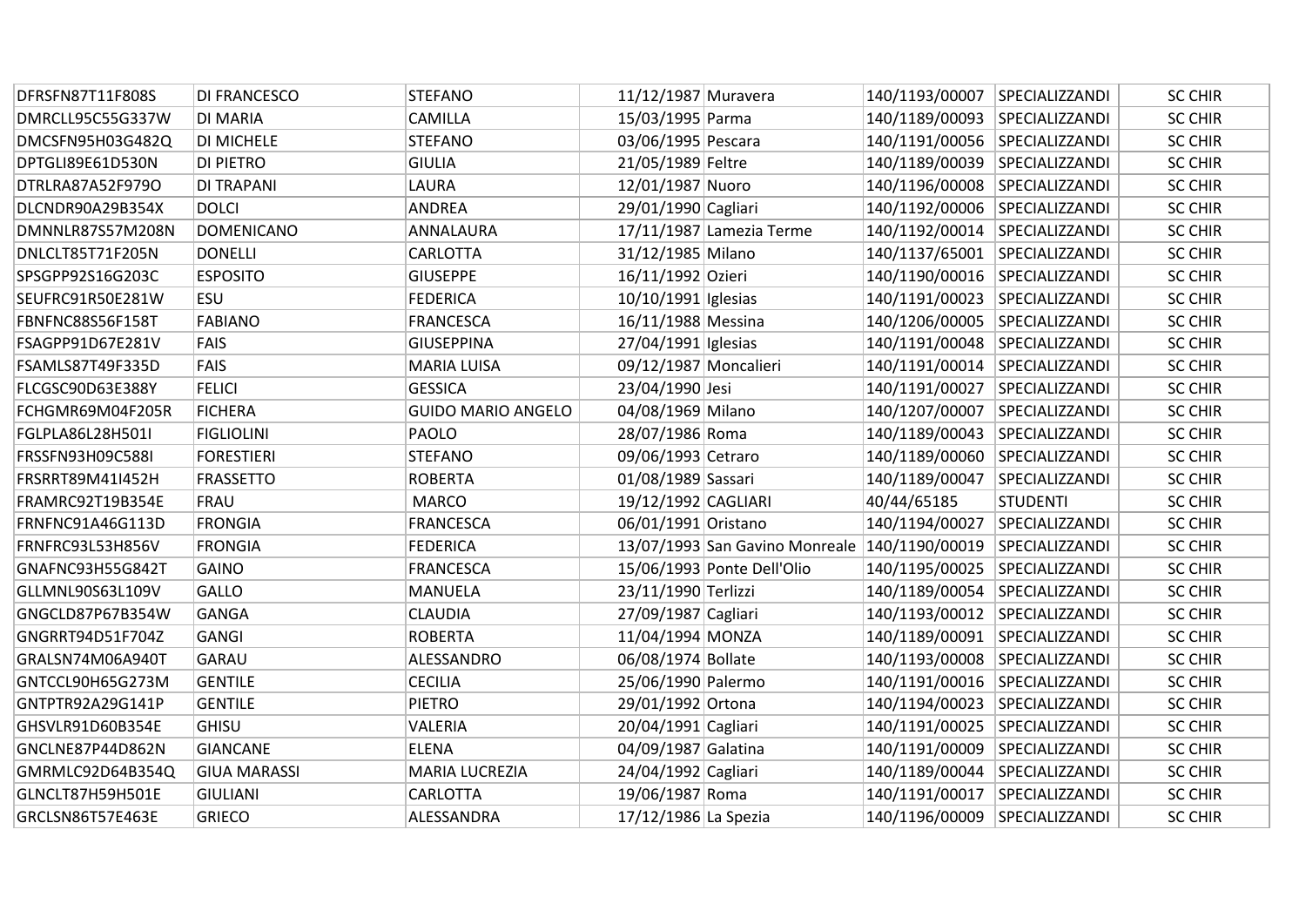| | | | | | | | |
|---|---|---|---|---|---|---|---|
| DFRSFN87T11F808S | DI FRANCESCO | STEFANO | 11/12/1987 | Muravera | 140/1193/00007 | SPECIALIZZANDI | SC CHIR |
| DMRCLL95C55G337W | DI MARIA | CAMILLA | 15/03/1995 | Parma | 140/1189/00093 | SPECIALIZZANDI | SC CHIR |
| DMCSFN95H03G482Q | DI MICHELE | STEFANO | 03/06/1995 | Pescara | 140/1191/00056 | SPECIALIZZANDI | SC CHIR |
| DPTGLI89E61D530N | DI PIETRO | GIULIA | 21/05/1989 | Feltre | 140/1189/00039 | SPECIALIZZANDI | SC CHIR |
| DTRLRA87A52F979O | DI TRAPANI | LAURA | 12/01/1987 | Nuoro | 140/1196/00008 | SPECIALIZZANDI | SC CHIR |
| DLCNDR90A29B354X | DOLCI | ANDREA | 29/01/1990 | Cagliari | 140/1192/00006 | SPECIALIZZANDI | SC CHIR |
| DMNNLR87S57M208N | DOMENICANO | ANNALAURA | 17/11/1987 | Lamezia Terme | 140/1192/00014 | SPECIALIZZANDI | SC CHIR |
| DNLCLT85T71F205N | DONELLI | CARLOTTA | 31/12/1985 | Milano | 140/1137/65001 | SPECIALIZZANDI | SC CHIR |
| SPSGPP92S16G203C | ESPOSITO | GIUSEPPE | 16/11/1992 | Ozieri | 140/1190/00016 | SPECIALIZZANDI | SC CHIR |
| SEUFRC91R50E281W | ESU | FEDERICA | 10/10/1991 | Iglesias | 140/1191/00023 | SPECIALIZZANDI | SC CHIR |
| FBNFNC88S56F158T | FABIANO | FRANCESCA | 16/11/1988 | Messina | 140/1206/00005 | SPECIALIZZANDI | SC CHIR |
| FSAGPP91D67E281V | FAIS | GIUSEPPINA | 27/04/1991 | Iglesias | 140/1191/00048 | SPECIALIZZANDI | SC CHIR |
| FSAMLS87T49F335D | FAIS | MARIA LUISA | 09/12/1987 | Moncalieri | 140/1191/00014 | SPECIALIZZANDI | SC CHIR |
| FLCGSC90D63E388Y | FELICI | GESSICA | 23/04/1990 | Jesi | 140/1191/00027 | SPECIALIZZANDI | SC CHIR |
| FCHGMR69M04F205R | FICHERA | GUIDO MARIO ANGELO | 04/08/1969 | Milano | 140/1207/00007 | SPECIALIZZANDI | SC CHIR |
| FGLPLA86L28H501I | FIGLIOLINI | PAOLO | 28/07/1986 | Roma | 140/1189/00043 | SPECIALIZZANDI | SC CHIR |
| FRSSFN93H09C588I | FORESTIERI | STEFANO | 09/06/1993 | Cetraro | 140/1189/00060 | SPECIALIZZANDI | SC CHIR |
| FRSRRT89M41I452H | FRASSETTO | ROBERTA | 01/08/1989 | Sassari | 140/1189/00047 | SPECIALIZZANDI | SC CHIR |
| FRAMRC92T19B354E | FRAU | MARCO | 19/12/1992 | CAGLIARI | 40/44/65185 | STUDENTI | SC CHIR |
| FRNFNC91A46G113D | FRONGIA | FRANCESCA | 06/01/1991 | Oristano | 140/1194/00027 | SPECIALIZZANDI | SC CHIR |
| FRNFRC93L53H856V | FRONGIA | FEDERICA | 13/07/1993 | San Gavino Monreale | 140/1190/00019 | SPECIALIZZANDI | SC CHIR |
| GNAFNC93H55G842T | GAINO | FRANCESCA | 15/06/1993 | Ponte Dell'Olio | 140/1195/00025 | SPECIALIZZANDI | SC CHIR |
| GLLMNL90S63L109V | GALLO | MANUELA | 23/11/1990 | Terlizzi | 140/1189/00054 | SPECIALIZZANDI | SC CHIR |
| GNGCLD87P67B354W | GANGA | CLAUDIA | 27/09/1987 | Cagliari | 140/1193/00012 | SPECIALIZZANDI | SC CHIR |
| GNGRRT94D51F704Z | GANGI | ROBERTA | 11/04/1994 | MONZA | 140/1189/00091 | SPECIALIZZANDI | SC CHIR |
| GRALSN74M06A940T | GARAU | ALESSANDRO | 06/08/1974 | Bollate | 140/1193/00008 | SPECIALIZZANDI | SC CHIR |
| GNTCCL90H65G273M | GENTILE | CECILIA | 25/06/1990 | Palermo | 140/1191/00016 | SPECIALIZZANDI | SC CHIR |
| GNTPTR92A29G141P | GENTILE | PIETRO | 29/01/1992 | Ortona | 140/1194/00023 | SPECIALIZZANDI | SC CHIR |
| GHSVLR91D60B354E | GHISU | VALERIA | 20/04/1991 | Cagliari | 140/1191/00025 | SPECIALIZZANDI | SC CHIR |
| GNCLNE87P44D862N | GIANCANE | ELENA | 04/09/1987 | Galatina | 140/1191/00009 | SPECIALIZZANDI | SC CHIR |
| GMRMLC92D64B354Q | GIUA MARASSI | MARIA LUCREZIA | 24/04/1992 | Cagliari | 140/1189/00044 | SPECIALIZZANDI | SC CHIR |
| GLNCLT87H59H501E | GIULIANI | CARLOTTA | 19/06/1987 | Roma | 140/1191/00017 | SPECIALIZZANDI | SC CHIR |
| GRCLSN86T57E463E | GRIECO | ALESSANDRA | 17/12/1986 | La Spezia | 140/1196/00009 | SPECIALIZZANDI | SC CHIR |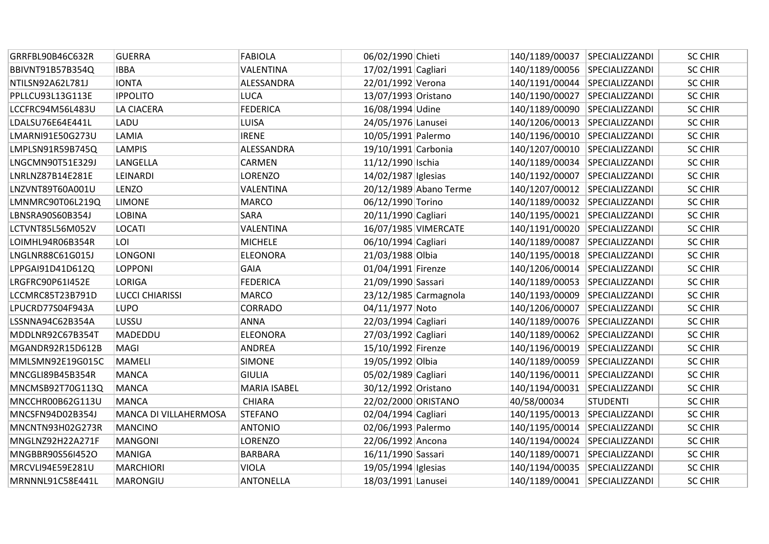| | | | | | | |
|---|---|---|---|---|---|---|
| GRRFBL90B46C632R | GUERRA | FABIOLA | 06/02/1990 Chieti | 140/1189/00037 | SPECIALIZZANDI | SC CHIR |
| BBIVNT91B57B354Q | IBBA | VALENTINA | 17/02/1991 Cagliari | 140/1189/00056 | SPECIALIZZANDI | SC CHIR |
| NTILSN92A62L781J | IONTA | ALESSANDRA | 22/01/1992 Verona | 140/1191/00044 | SPECIALIZZANDI | SC CHIR |
| PPLLCU93L13G113E | IPPOLITO | LUCA | 13/07/1993 Oristano | 140/1190/00027 | SPECIALIZZANDI | SC CHIR |
| LCCFRC94M56L483U | LA CIACERA | FEDERICA | 16/08/1994 Udine | 140/1189/00090 | SPECIALIZZANDI | SC CHIR |
| LDALSU76E64E441L | LADU | LUISA | 24/05/1976 Lanusei | 140/1206/00013 | SPECIALIZZANDI | SC CHIR |
| LMARNI91E50G273U | LAMIA | IRENE | 10/05/1991 Palermo | 140/1196/00010 | SPECIALIZZANDI | SC CHIR |
| LMPLSN91R59B745Q | LAMPIS | ALESSANDRA | 19/10/1991 Carbonia | 140/1207/00010 | SPECIALIZZANDI | SC CHIR |
| LNGCMN90T51E329J | LANGELLA | CARMEN | 11/12/1990 Ischia | 140/1189/00034 | SPECIALIZZANDI | SC CHIR |
| LNRLNZ87B14E281E | LEINARDI | LORENZO | 14/02/1987 Iglesias | 140/1192/00007 | SPECIALIZZANDI | SC CHIR |
| LNZVNT89T60A001U | LENZO | VALENTINA | 20/12/1989 Abano Terme | 140/1207/00012 | SPECIALIZZANDI | SC CHIR |
| LMNMRC90T06L219Q | LIMONE | MARCO | 06/12/1990 Torino | 140/1189/00032 | SPECIALIZZANDI | SC CHIR |
| LBNSRA90S60B354J | LOBINA | SARA | 20/11/1990 Cagliari | 140/1195/00021 | SPECIALIZZANDI | SC CHIR |
| LCTVNT85L56M052V | LOCATI | VALENTINA | 16/07/1985 VIMERCATE | 140/1191/00020 | SPECIALIZZANDI | SC CHIR |
| LOIMHL94R06B354R | LOI | MICHELE | 06/10/1994 Cagliari | 140/1189/00087 | SPECIALIZZANDI | SC CHIR |
| LNGLNR88C61G015J | LONGONI | ELEONORA | 21/03/1988 Olbia | 140/1195/00018 | SPECIALIZZANDI | SC CHIR |
| LPPGAI91D41D612Q | LOPPONI | GAIA | 01/04/1991 Firenze | 140/1206/00014 | SPECIALIZZANDI | SC CHIR |
| LRGFRC90P61I452E | LORIGA | FEDERICA | 21/09/1990 Sassari | 140/1189/00053 | SPECIALIZZANDI | SC CHIR |
| LCCMRC85T23B791D | LUCCI CHIARISSI | MARCO | 23/12/1985 Carmagnola | 140/1193/00009 | SPECIALIZZANDI | SC CHIR |
| LPUCRD77S04F943A | LUPO | CORRADO | 04/11/1977 Noto | 140/1206/00007 | SPECIALIZZANDI | SC CHIR |
| LSSNNA94C62B354A | LUSSU | ANNA | 22/03/1994 Cagliari | 140/1189/00076 | SPECIALIZZANDI | SC CHIR |
| MDDLNR92C67B354T | MADEDDU | ELEONORA | 27/03/1992 Cagliari | 140/1189/00062 | SPECIALIZZANDI | SC CHIR |
| MGANDR92R15D612B | MAGI | ANDREA | 15/10/1992 Firenze | 140/1196/00019 | SPECIALIZZANDI | SC CHIR |
| MMLSMN92E19G015C | MAMELI | SIMONE | 19/05/1992 Olbia | 140/1189/00059 | SPECIALIZZANDI | SC CHIR |
| MNCGLI89B45B354R | MANCA | GIULIA | 05/02/1989 Cagliari | 140/1196/00011 | SPECIALIZZANDI | SC CHIR |
| MNCMSB92T70G113Q | MANCA | MARIA ISABEL | 30/12/1992 Oristano | 140/1194/00031 | SPECIALIZZANDI | SC CHIR |
| MNCCHR00B62G113U | MANCA | CHIARA | 22/02/2000 ORISTANO | 40/58/00034 | STUDENTI | SC CHIR |
| MNCSFN94D02B354J | MANCA DI VILLAHERMOSA | STEFANO | 02/04/1994 Cagliari | 140/1195/00013 | SPECIALIZZANDI | SC CHIR |
| MNCNTN93H02G273R | MANCINO | ANTONIO | 02/06/1993 Palermo | 140/1195/00014 | SPECIALIZZANDI | SC CHIR |
| MNGLNZ92H22A271F | MANGONI | LORENZO | 22/06/1992 Ancona | 140/1194/00024 | SPECIALIZZANDI | SC CHIR |
| MNGBBR90S56I452O | MANIGA | BARBARA | 16/11/1990 Sassari | 140/1189/00071 | SPECIALIZZANDI | SC CHIR |
| MRCVLI94E59E281U | MARCHIORI | VIOLA | 19/05/1994 Iglesias | 140/1194/00035 | SPECIALIZZANDI | SC CHIR |
| MRNNNL91C58E441L | MARONGIU | ANTONELLA | 18/03/1991 Lanusei | 140/1189/00041 | SPECIALIZZANDI | SC CHIR |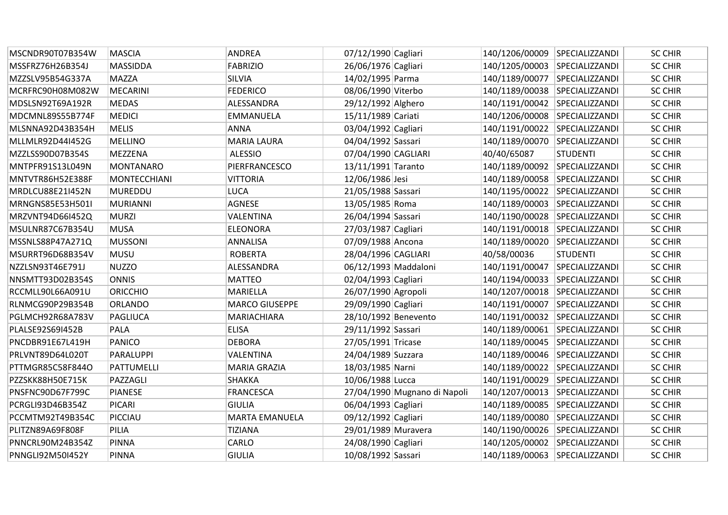| | | | | | | | |
|---|---|---|---|---|---|---|---|
| MSCNDR90T07B354W | MASCIA | ANDREA | 07/12/1990 | Cagliari | 140/1206/00009 | SPECIALIZZANDI | SC CHIR |
| MSSFRZ76H26B354J | MASSIDDA | FABRIZIO | 26/06/1976 | Cagliari | 140/1205/00003 | SPECIALIZZANDI | SC CHIR |
| MZZSLV95B54G337A | MAZZA | SILVIA | 14/02/1995 | Parma | 140/1189/00077 | SPECIALIZZANDI | SC CHIR |
| MCRFRC90H08M082W | MECARINI | FEDERICO | 08/06/1990 | Viterbo | 140/1189/00038 | SPECIALIZZANDI | SC CHIR |
| MDSLSN92T69A192R | MEDAS | ALESSANDRA | 29/12/1992 | Alghero | 140/1191/00042 | SPECIALIZZANDI | SC CHIR |
| MDCMNL89S55B774F | MEDICI | EMMANUELA | 15/11/1989 | Cariati | 140/1206/00008 | SPECIALIZZANDI | SC CHIR |
| MLSNNA92D43B354H | MELIS | ANNA | 03/04/1992 | Cagliari | 140/1191/00022 | SPECIALIZZANDI | SC CHIR |
| MLLMLR92D44I452G | MELLINO | MARIA LAURA | 04/04/1992 | Sassari | 140/1189/00070 | SPECIALIZZANDI | SC CHIR |
| MZZLSS90D07B354S | MEZZENA | ALESSIO | 07/04/1990 | CAGLIARI | 40/40/65087 | STUDENTI | SC CHIR |
| MNTPFR91S13L049N | MONTANARO | PIERFRANCESCO | 13/11/1991 | Taranto | 140/1189/00092 | SPECIALIZZANDI | SC CHIR |
| MNTVTR86H52E388F | MONTECCHIANI | VITTORIA | 12/06/1986 | Jesi | 140/1189/00058 | SPECIALIZZANDI | SC CHIR |
| MRDLCU88E21I452N | MUREDDU | LUCA | 21/05/1988 | Sassari | 140/1195/00022 | SPECIALIZZANDI | SC CHIR |
| MRNGNS85E53H501I | MURIANNI | AGNESE | 13/05/1985 | Roma | 140/1189/00003 | SPECIALIZZANDI | SC CHIR |
| MRZVNT94D66I452Q | MURZI | VALENTINA | 26/04/1994 | Sassari | 140/1190/00028 | SPECIALIZZANDI | SC CHIR |
| MSULNR87C67B354U | MUSA | ELEONORA | 27/03/1987 | Cagliari | 140/1191/00018 | SPECIALIZZANDI | SC CHIR |
| MSSNLS88P47A271Q | MUSSONI | ANNALISA | 07/09/1988 | Ancona | 140/1189/00020 | SPECIALIZZANDI | SC CHIR |
| MSURRT96D68B354V | MUSU | ROBERTA | 28/04/1996 | CAGLIARI | 40/58/00036 | STUDENTI | SC CHIR |
| NZZLSN93T46E791J | NUZZO | ALESSANDRA | 06/12/1993 | Maddaloni | 140/1191/00047 | SPECIALIZZANDI | SC CHIR |
| NNSMTT93D02B354S | ONNIS | MATTEO | 02/04/1993 | Cagliari | 140/1194/00033 | SPECIALIZZANDI | SC CHIR |
| RCCMLL90L66A091U | ORICCHIO | MARIELLA | 26/07/1990 | Agropoli | 140/1207/00018 | SPECIALIZZANDI | SC CHIR |
| RLNMCG90P29B354B | ORLANDO | MARCO GIUSEPPE | 29/09/1990 | Cagliari | 140/1191/00007 | SPECIALIZZANDI | SC CHIR |
| PGLMCH92R68A783V | PAGLIUCA | MARIACHIARA | 28/10/1992 | Benevento | 140/1191/00032 | SPECIALIZZANDI | SC CHIR |
| PLALSE92S69I452B | PALA | ELISA | 29/11/1992 | Sassari | 140/1189/00061 | SPECIALIZZANDI | SC CHIR |
| PNCDBR91E67L419H | PANICO | DEBORA | 27/05/1991 | Tricase | 140/1189/00045 | SPECIALIZZANDI | SC CHIR |
| PRLVNT89D64L020T | PARALUPPI | VALENTINA | 24/04/1989 | Suzzara | 140/1189/00046 | SPECIALIZZANDI | SC CHIR |
| PTTMGR85C58F844O | PATTUMELLI | MARIA GRAZIA | 18/03/1985 | Narni | 140/1189/00022 | SPECIALIZZANDI | SC CHIR |
| PZZSKK88H50E715K | PAZZAGLI | SHAKKA | 10/06/1988 | Lucca | 140/1191/00029 | SPECIALIZZANDI | SC CHIR |
| PNSFNC90D67F799C | PIANESE | FRANCESCA | 27/04/1990 | Mugnano di Napoli | 140/1207/00013 | SPECIALIZZANDI | SC CHIR |
| PCRGLI93D46B354Z | PICARI | GIULIA | 06/04/1993 | Cagliari | 140/1189/00085 | SPECIALIZZANDI | SC CHIR |
| PCCMTM92T49B354C | PICCIAU | MARTA EMANUELA | 09/12/1992 | Cagliari | 140/1189/00080 | SPECIALIZZANDI | SC CHIR |
| PLITZN89A69F808F | PILIA | TIZIANA | 29/01/1989 | Muravera | 140/1190/00026 | SPECIALIZZANDI | SC CHIR |
| PNNCRL90M24B354Z | PINNA | CARLO | 24/08/1990 | Cagliari | 140/1205/00002 | SPECIALIZZANDI | SC CHIR |
| PNNGLI92M50I452Y | PINNA | GIULIA | 10/08/1992 | Sassari | 140/1189/00063 | SPECIALIZZANDI | SC CHIR |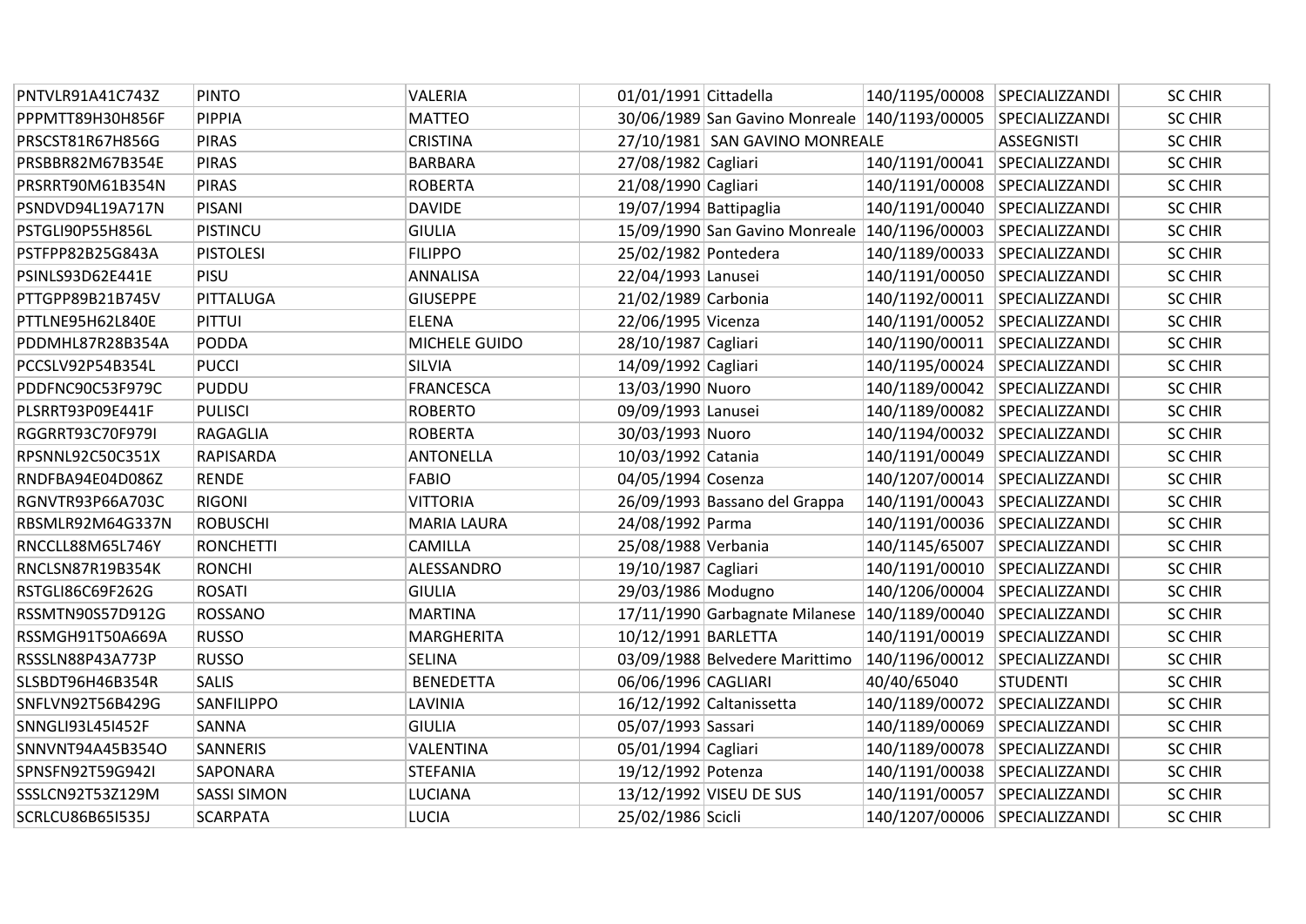| PNTVLR91A41C743Z | PINTO | VALERIA | 01/01/1991 | Cittadella | 140/1195/00008 | SPECIALIZZANDI | SC CHIR |
|---|---|---|---|---|---|---|---|
| PPPMTT89H30H856F | PIPPIA | MATTEO | 30/06/1989 | San Gavino Monreale | 140/1193/00005 | SPECIALIZZANDI | SC CHIR |
| PRSCST81R67H856G | PIRAS | CRISTINA | 27/10/1981 | SAN GAVINO MONREALE | | ASSEGNISTI | SC CHIR |
| PRSBBR82M67B354E | PIRAS | BARBARA | 27/08/1982 | Cagliari | 140/1191/00041 | SPECIALIZZANDI | SC CHIR |
| PRSRRT90M61B354N | PIRAS | ROBERTA | 21/08/1990 | Cagliari | 140/1191/00008 | SPECIALIZZANDI | SC CHIR |
| PSNDVD94L19A717N | PISANI | DAVIDE | 19/07/1994 | Battipaglia | 140/1191/00040 | SPECIALIZZANDI | SC CHIR |
| PSTGLI90P55H856L | PISTINCU | GIULIA | 15/09/1990 | San Gavino Monreale | 140/1196/00003 | SPECIALIZZANDI | SC CHIR |
| PSTFPP82B25G843A | PISTOLESI | FILIPPO | 25/02/1982 | Pontedera | 140/1189/00033 | SPECIALIZZANDI | SC CHIR |
| PSINLS93D62E441E | PISU | ANNALISA | 22/04/1993 | Lanusei | 140/1191/00050 | SPECIALIZZANDI | SC CHIR |
| PTTGPP89B21B745V | PITTALUGA | GIUSEPPE | 21/02/1989 | Carbonia | 140/1192/00011 | SPECIALIZZANDI | SC CHIR |
| PTTLNE95H62L840E | PITTUI | ELENA | 22/06/1995 | Vicenza | 140/1191/00052 | SPECIALIZZANDI | SC CHIR |
| PDDMHL87R28B354A | PODDA | MICHELE GUIDO | 28/10/1987 | Cagliari | 140/1190/00011 | SPECIALIZZANDI | SC CHIR |
| PCCSLV92P54B354L | PUCCI | SILVIA | 14/09/1992 | Cagliari | 140/1195/00024 | SPECIALIZZANDI | SC CHIR |
| PDDFNC90C53F979C | PUDDU | FRANCESCA | 13/03/1990 | Nuoro | 140/1189/00042 | SPECIALIZZANDI | SC CHIR |
| PLSRRT93P09E441F | PULISCI | ROBERTO | 09/09/1993 | Lanusei | 140/1189/00082 | SPECIALIZZANDI | SC CHIR |
| RGGRRT93C70F979I | RAGAGLIA | ROBERTA | 30/03/1993 | Nuoro | 140/1194/00032 | SPECIALIZZANDI | SC CHIR |
| RPSNNL92C50C351X | RAPISARDA | ANTONELLA | 10/03/1992 | Catania | 140/1191/00049 | SPECIALIZZANDI | SC CHIR |
| RNDFBA94E04D086Z | RENDE | FABIO | 04/05/1994 | Cosenza | 140/1207/00014 | SPECIALIZZANDI | SC CHIR |
| RGNVTR93P66A703C | RIGONI | VITTORIA | 26/09/1993 | Bassano del Grappa | 140/1191/00043 | SPECIALIZZANDI | SC CHIR |
| RBSMLR92M64G337N | ROBUSCHI | MARIA LAURA | 24/08/1992 | Parma | 140/1191/00036 | SPECIALIZZANDI | SC CHIR |
| RNCCLL88M65L746Y | RONCHETTI | CAMILLA | 25/08/1988 | Verbania | 140/1145/65007 | SPECIALIZZANDI | SC CHIR |
| RNCLSN87R19B354K | RONCHI | ALESSANDRO | 19/10/1987 | Cagliari | 140/1191/00010 | SPECIALIZZANDI | SC CHIR |
| RSTGLI86C69F262G | ROSATI | GIULIA | 29/03/1986 | Modugno | 140/1206/00004 | SPECIALIZZANDI | SC CHIR |
| RSSMTN90S57D912G | ROSSANO | MARTINA | 17/11/1990 | Garbagnate Milanese | 140/1189/00040 | SPECIALIZZANDI | SC CHIR |
| RSSMGH91T50A669A | RUSSO | MARGHERITA | 10/12/1991 | BARLETTA | 140/1191/00019 | SPECIALIZZANDI | SC CHIR |
| RSSSLN88P43A773P | RUSSO | SELINA | 03/09/1988 | Belvedere Marittimo | 140/1196/00012 | SPECIALIZZANDI | SC CHIR |
| SLSBDT96H46B354R | SALIS | BENEDETTA | 06/06/1996 | CAGLIARI | 40/40/65040 | STUDENTI | SC CHIR |
| SNFLVN92T56B429G | SANFILIPPO | LAVINIA | 16/12/1992 | Caltanissetta | 140/1189/00072 | SPECIALIZZANDI | SC CHIR |
| SNNGLI93L45I452F | SANNA | GIULIA | 05/07/1993 | Sassari | 140/1189/00069 | SPECIALIZZANDI | SC CHIR |
| SNNVNT94A45B354O | SANNERIS | VALENTINA | 05/01/1994 | Cagliari | 140/1189/00078 | SPECIALIZZANDI | SC CHIR |
| SPNSFN92T59G942I | SAPONARA | STEFANIA | 19/12/1992 | Potenza | 140/1191/00038 | SPECIALIZZANDI | SC CHIR |
| SSSLCN92T53Z129M | SASSI SIMON | LUCIANA | 13/12/1992 | VISEU DE SUS | 140/1191/00057 | SPECIALIZZANDI | SC CHIR |
| SCRLCU86B65I535J | SCARPATA | LUCIA | 25/02/1986 | Scicli | 140/1207/00006 | SPECIALIZZANDI | SC CHIR |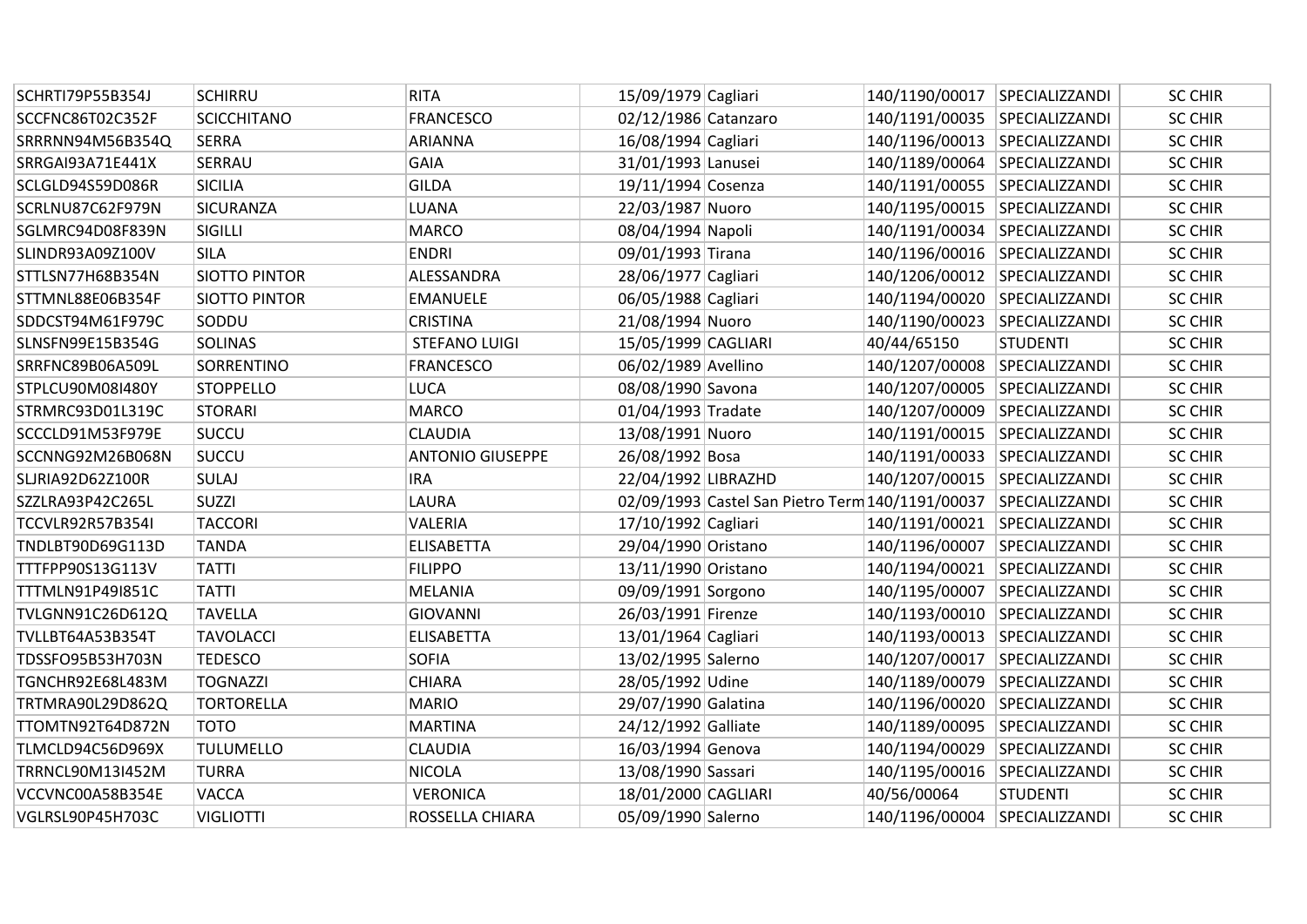| | | | | | | | |
|---|---|---|---|---|---|---|---|
| SCHRTI79P55B354J | SCHIRRU | RITA | 15/09/1979 | Cagliari | 140/1190/00017 | SPECIALIZZANDI | SC CHIR |
| SCCFNC86T02C352F | SCICCHITANO | FRANCESCO | 02/12/1986 | Catanzaro | 140/1191/00035 | SPECIALIZZANDI | SC CHIR |
| SRRRNN94M56B354Q | SERRA | ARIANNA | 16/08/1994 | Cagliari | 140/1196/00013 | SPECIALIZZANDI | SC CHIR |
| SRRGAI93A71E441X | SERRAU | GAIA | 31/01/1993 | Lanusei | 140/1189/00064 | SPECIALIZZANDI | SC CHIR |
| SCLGLD94S59D086R | SICILIA | GILDA | 19/11/1994 | Cosenza | 140/1191/00055 | SPECIALIZZANDI | SC CHIR |
| SCRLNU87C62F979N | SICURANZA | LUANA | 22/03/1987 | Nuoro | 140/1195/00015 | SPECIALIZZANDI | SC CHIR |
| SGLMRC94D08F839N | SIGILLI | MARCO | 08/04/1994 | Napoli | 140/1191/00034 | SPECIALIZZANDI | SC CHIR |
| SLINDR93A09Z100V | SILA | ENDRI | 09/01/1993 | Tirana | 140/1196/00016 | SPECIALIZZANDI | SC CHIR |
| STTLSN77H68B354N | SIOTTO PINTOR | ALESSANDRA | 28/06/1977 | Cagliari | 140/1206/00012 | SPECIALIZZANDI | SC CHIR |
| STTMNL88E06B354F | SIOTTO PINTOR | EMANUELE | 06/05/1988 | Cagliari | 140/1194/00020 | SPECIALIZZANDI | SC CHIR |
| SDDCST94M61F979C | SODDU | CRISTINA | 21/08/1994 | Nuoro | 140/1190/00023 | SPECIALIZZANDI | SC CHIR |
| SLNSFN99E15B354G | SOLINAS | STEFANO LUIGI | 15/05/1999 | CAGLIARI | 40/44/65150 | STUDENTI | SC CHIR |
| SRRFNC89B06A509L | SORRENTINO | FRANCESCO | 06/02/1989 | Avellino | 140/1207/00008 | SPECIALIZZANDI | SC CHIR |
| STPLCU90M08I480Y | STOPPELLO | LUCA | 08/08/1990 | Savona | 140/1207/00005 | SPECIALIZZANDI | SC CHIR |
| STRMRC93D01L319C | STORARI | MARCO | 01/04/1993 | Tradate | 140/1207/00009 | SPECIALIZZANDI | SC CHIR |
| SCCCLD91M53F979E | SUCCU | CLAUDIA | 13/08/1991 | Nuoro | 140/1191/00015 | SPECIALIZZANDI | SC CHIR |
| SCCNNG92M26B068N | SUCCU | ANTONIO GIUSEPPE | 26/08/1992 | Bosa | 140/1191/00033 | SPECIALIZZANDI | SC CHIR |
| SLJRIA92D62Z100R | SULAJ | IRA | 22/04/1992 | LIBRAZHD | 140/1207/00015 | SPECIALIZZANDI | SC CHIR |
| SZZLRA93P42C265L | SUZZI | LAURA | 02/09/1993 | Castel San Pietro Term | 140/1191/00037 | SPECIALIZZANDI | SC CHIR |
| TCCVLR92R57B354I | TACCORI | VALERIA | 17/10/1992 | Cagliari | 140/1191/00021 | SPECIALIZZANDI | SC CHIR |
| TNDLBT90D69G113D | TANDA | ELISABETTA | 29/04/1990 | Oristano | 140/1196/00007 | SPECIALIZZANDI | SC CHIR |
| TTTFPP90S13G113V | TATTI | FILIPPO | 13/11/1990 | Oristano | 140/1194/00021 | SPECIALIZZANDI | SC CHIR |
| TTTMLN91P49I851C | TATTI | MELANIA | 09/09/1991 | Sorgono | 140/1195/00007 | SPECIALIZZANDI | SC CHIR |
| TVLGNN91C26D612Q | TAVELLA | GIOVANNI | 26/03/1991 | Firenze | 140/1193/00010 | SPECIALIZZANDI | SC CHIR |
| TVLLBT64A53B354T | TAVOLACCI | ELISABETTA | 13/01/1964 | Cagliari | 140/1193/00013 | SPECIALIZZANDI | SC CHIR |
| TDSSFO95B53H703N | TEDESCO | SOFIA | 13/02/1995 | Salerno | 140/1207/00017 | SPECIALIZZANDI | SC CHIR |
| TGNCHR92E68L483M | TOGNAZZI | CHIARA | 28/05/1992 | Udine | 140/1189/00079 | SPECIALIZZANDI | SC CHIR |
| TRTMRA90L29D862Q | TORTORELLA | MARIO | 29/07/1990 | Galatina | 140/1196/00020 | SPECIALIZZANDI | SC CHIR |
| TTOMTN92T64D872N | TOTO | MARTINA | 24/12/1992 | Galliate | 140/1189/00095 | SPECIALIZZANDI | SC CHIR |
| TLMCLD94C56D969X | TULUMELLO | CLAUDIA | 16/03/1994 | Genova | 140/1194/00029 | SPECIALIZZANDI | SC CHIR |
| TRRNCL90M13I452M | TURRA | NICOLA | 13/08/1990 | Sassari | 140/1195/00016 | SPECIALIZZANDI | SC CHIR |
| VCCVNC00A58B354E | VACCA | VERONICA | 18/01/2000 | CAGLIARI | 40/56/00064 | STUDENTI | SC CHIR |
| VGLRSL90P45H703C | VIGLIOTTI | ROSSELLA CHIARA | 05/09/1990 | Salerno | 140/1196/00004 | SPECIALIZZANDI | SC CHIR |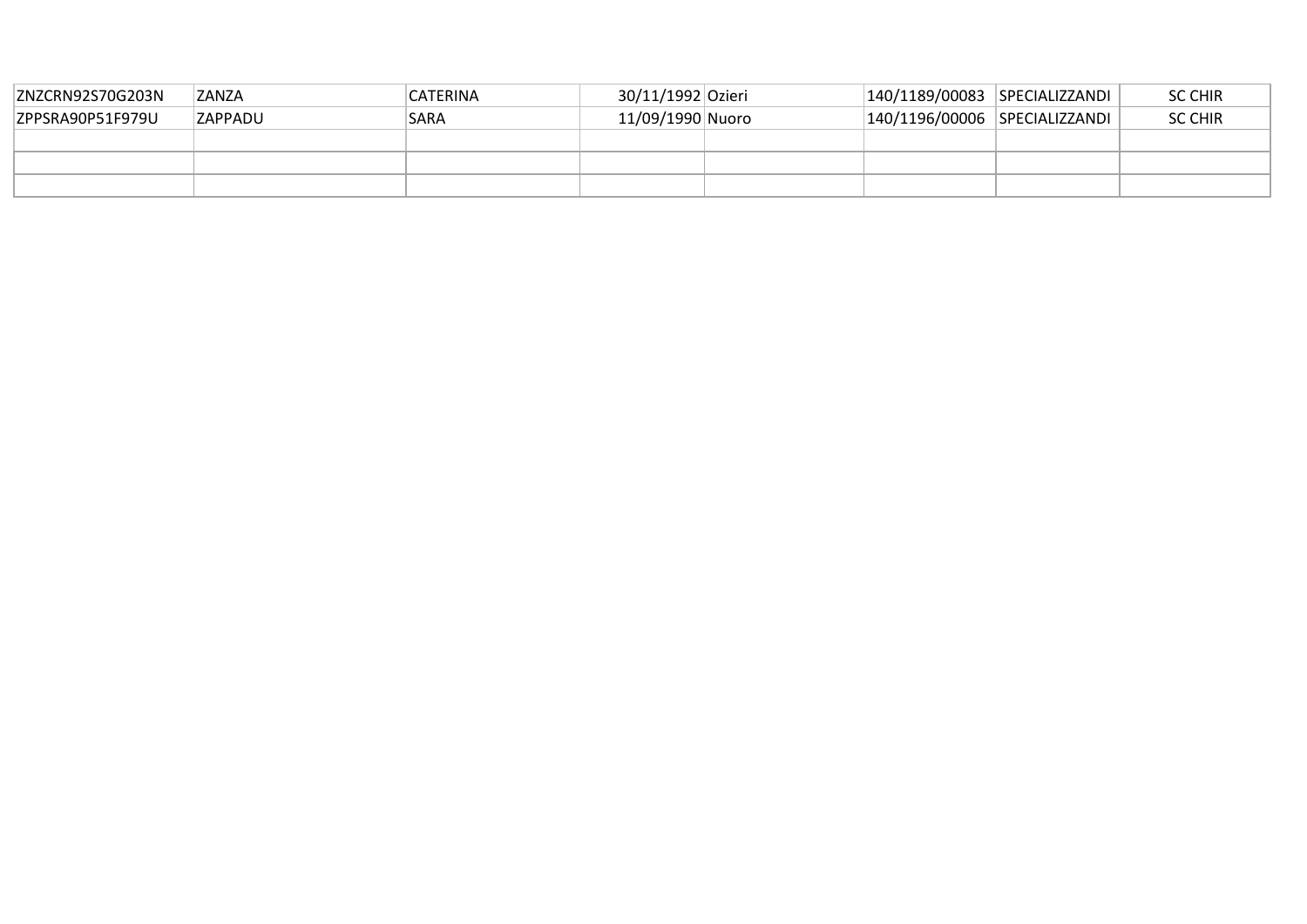| | | | | | | | |
|---|---|---|---|---|---|---|---|
| ZNZCRN92S70G203N | ZANZA | CATERINA | 30/11/1992 | Ozieri | 140/1189/00083 | SPECIALIZZANDI | SC CHIR |
| ZPPSRA90P51F979U | ZAPPADU | SARA | 11/09/1990 | Nuoro | 140/1196/00006 | SPECIALIZZANDI | SC CHIR |
| | | | | | | | |
| | | | | | | | |
| | | | | | | | |